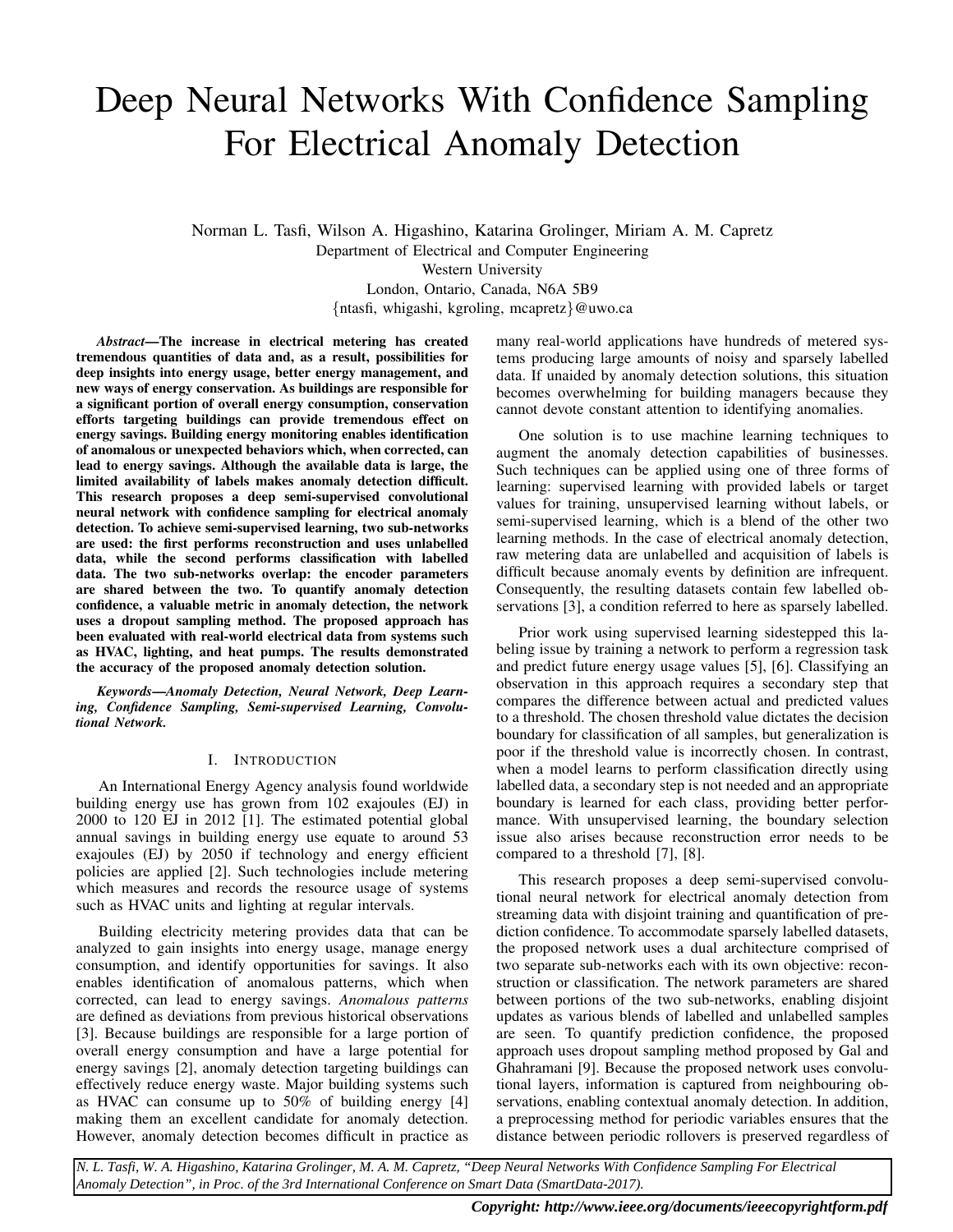# Deep Neural Networks With Confidence Sampling For Electrical Anomaly Detection

Norman L. Tasfi, Wilson A. Higashino, Katarina Grolinger, Miriam A. M. Capretz
Department of Electrical and Computer Engineering
Western University
London, Ontario, Canada, N6A 5B9
{ntasfi, whigashi, kgroling, mcapretz}@uwo.ca

***Abstract*—The increase in electrical metering has created tremendous quantities of data and, as a result, possibilities for deep insights into energy usage, better energy management, and new ways of energy conservation. As buildings are responsible for a significant portion of overall energy consumption, conservation efforts targeting buildings can provide tremendous effect on energy savings. Building energy monitoring enables identification of anomalous or unexpected behaviors which, when corrected, can lead to energy savings. Although the available data is large, the limited availability of labels makes anomaly detection difficult. This research proposes a deep semi-supervised convolutional neural network with confidence sampling for electrical anomaly detection. To achieve semi-supervised learning, two sub-networks are used: the first performs reconstruction and uses unlabelled data, while the second performs classification with labelled data. The two sub-networks overlap: the encoder parameters are shared between the two. To quantify anomaly detection confidence, a valuable metric in anomaly detection, the network uses a dropout sampling method. The proposed approach has been evaluated with real-world electrical data from systems such as HVAC, lighting, and heat pumps. The results demonstrated the accuracy of the proposed anomaly detection solution.**

***Keywords*—*Anomaly Detection, Neural Network, Deep Learning, Confidence Sampling, Semi-supervised Learning, Convolutional Network.***

## I. Introduction

An International Energy Agency analysis found worldwide building energy use has grown from 102 exajoules (EJ) in 2000 to 120 EJ in 2012 [1]. The estimated potential global annual savings in building energy use equate to around 53 exajoules (EJ) by 2050 if technology and energy efficient policies are applied [2]. Such technologies include metering which measures and records the resource usage of systems such as HVAC units and lighting at regular intervals.

Building electricity metering provides data that can be analyzed to gain insights into energy usage, manage energy consumption, and identify opportunities for savings. It also enables identification of anomalous patterns, which when corrected, can lead to energy savings. *Anomalous patterns* are defined as deviations from previous historical observations [3]. Because buildings are responsible for a large portion of overall energy consumption and have a large potential for energy savings [2], anomaly detection targeting buildings can effectively reduce energy waste. Major building systems such as HVAC can consume up to 50% of building energy [4] making them an excellent candidate for anomaly detection. However, anomaly detection becomes difficult in practice as many real-world applications have hundreds of metered systems producing large amounts of noisy and sparsely labelled data. If unaided by anomaly detection solutions, this situation becomes overwhelming for building managers because they cannot devote constant attention to identifying anomalies.

One solution is to use machine learning techniques to augment the anomaly detection capabilities of businesses. Such techniques can be applied using one of three forms of learning: supervised learning with provided labels or target values for training, unsupervised learning without labels, or semi-supervised learning, which is a blend of the other two learning methods. In the case of electrical anomaly detection, raw metering data are unlabelled and acquisition of labels is difficult because anomaly events by definition are infrequent. Consequently, the resulting datasets contain few labelled observations [3], a condition referred to here as sparsely labelled.

Prior work using supervised learning sidestepped this labeling issue by training a network to perform a regression task and predict future energy usage values [5], [6]. Classifying an observation in this approach requires a secondary step that compares the difference between actual and predicted values to a threshold. The chosen threshold value dictates the decision boundary for classification of all samples, but generalization is poor if the threshold value is incorrectly chosen. In contrast, when a model learns to perform classification directly using labelled data, a secondary step is not needed and an appropriate boundary is learned for each class, providing better performance. With unsupervised learning, the boundary selection issue also arises because reconstruction error needs to be compared to a threshold [7], [8].

This research proposes a deep semi-supervised convolutional neural network for electrical anomaly detection from streaming data with disjoint training and quantification of prediction confidence. To accommodate sparsely labelled datasets, the proposed network uses a dual architecture comprised of two separate sub-networks each with its own objective: reconstruction or classification. The network parameters are shared between portions of the two sub-networks, enabling disjoint updates as various blends of labelled and unlabelled samples are seen. To quantify prediction confidence, the proposed approach uses dropout sampling method proposed by Gal and Ghahramani [9]. Because the proposed network uses convolutional layers, information is captured from neighbouring observations, enabling contextual anomaly detection. In addition, a preprocessing method for periodic variables ensures that the distance between periodic rollovers is preserved regardless of

*N. L. Tasfi, W. A. Higashino, Katarina Grolinger, M. A. M. Capretz, "Deep Neural Networks With Confidence Sampling For Electrical Anomaly Detection", in Proc. of the 3rd International Conference on Smart Data (SmartData-2017).*

***Copyright: http://www.ieee.org/documents/ieeecopyrightform.pdf***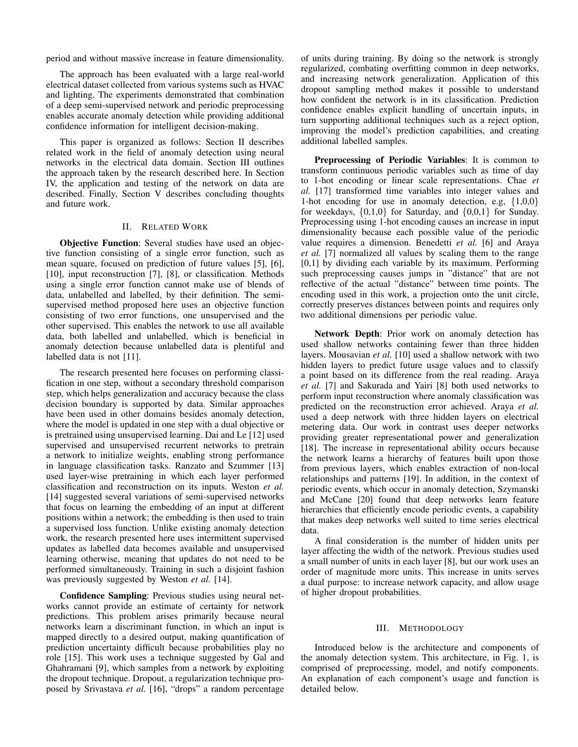period and without massive increase in feature dimensionality.

The approach has been evaluated with a large real-world electrical dataset collected from various systems such as HVAC and lighting. The experiments demonstrated that combination of a deep semi-supervised network and periodic preprocessing enables accurate anomaly detection while providing additional confidence information for intelligent decision-making.

This paper is organized as follows: Section II describes related work in the field of anomaly detection using neural networks in the electrical data domain. Section III outlines the approach taken by the research described here. In Section IV, the application and testing of the network on data are described. Finally, Section V describes concluding thoughts and future work.

## II. Related Work

**Objective Function**: Several studies have used an objective function consisting of a single error function, such as mean square, focused on prediction of future values [5], [6], [10], input reconstruction [7], [8], or classification. Methods using a single error function cannot make use of blends of data, unlabelled and labelled, by their definition. The semi-supervised method proposed here uses an objective function consisting of two error functions, one unsupervised and the other supervised. This enables the network to use all available data, both labelled and unlabelled, which is beneficial in anomaly detection because unlabelled data is plentiful and labelled data is not [11].

The research presented here focuses on performing classification in one step, without a secondary threshold comparison step, which helps generalization and accuracy because the class decision boundary is supported by data. Similar approaches have been used in other domains besides anomaly detection, where the model is updated in one step with a dual objective or is pretrained using unsupervised learning. Dai and Le [12] used supervised and unsupervised recurrent networks to pretrain a network to initialize weights, enabling strong performance in language classification tasks. Ranzato and Szummer [13] used layer-wise pretraining in which each layer performed classification and reconstruction on its inputs. Weston *et al.* [14] suggested several variations of semi-supervised networks that focus on learning the embedding of an input at different positions within a network; the embedding is then used to train a supervised loss function. Unlike existing anomaly detection work, the research presented here uses intermittent supervised updates as labelled data becomes available and unsupervised learning otherwise, meaning that updates do not need to be performed simultaneously. Training in such a disjoint fashion was previously suggested by Weston *et al.* [14].

**Confidence Sampling**: Previous studies using neural networks cannot provide an estimate of certainty for network predictions. This problem arises primarily because neural networks learn a discriminant function, in which an input is mapped directly to a desired output, making quantification of prediction uncertainty difficult because probabilities play no role [15]. This work uses a technique suggested by Gal and Ghahramani [9], which samples from a network by exploiting the dropout technique. Dropout, a regularization technique proposed by Srivastava *et al.* [16], "drops" a random percentage of units during training. By doing so the network is strongly regularized, combating overfitting common in deep networks, and increasing network generalization. Application of this dropout sampling method makes it possible to understand how confident the network is in its classification. Prediction confidence enables explicit handling of uncertain inputs, in turn supporting additional techniques such as a reject option, improving the model's prediction capabilities, and creating additional labelled samples.

**Preprocessing of Periodic Variables**: It is common to transform continuous periodic variables such as time of day to 1-hot encoding or linear scale representations. Chae *et al.* [17] transformed time variables into integer values and 1-hot encoding for use in anomaly detection, e.g, {1,0,0} for weekdays, {0,1,0} for Saturday, and {0,0,1} for Sunday. Preprocessing using 1-hot encoding causes an increase in input dimensionality because each possible value of the periodic value requires a dimension. Benedetti *et al.* [6] and Araya *et al.* [7] normalized all values by scaling them to the range [0,1] by dividing each variable by its maximum. Performing such preprocessing causes jumps in "distance" that are not reflective of the actual "distance" between time points. The encoding used in this work, a projection onto the unit circle, correctly preserves distances between points and requires only two additional dimensions per periodic value.

**Network Depth**: Prior work on anomaly detection has used shallow networks containing fewer than three hidden layers. Mousavian *et al.* [10] used a shallow network with two hidden layers to predict future usage values and to classify a point based on its difference from the real reading. Araya *et al.* [7] and Sakurada and Yairi [8] both used networks to perform input reconstruction where anomaly classification was predicted on the reconstruction error achieved. Araya *et al.* used a deep network with three hidden layers on electrical metering data. Our work in contrast uses deeper networks providing greater representational power and generalization [18]. The increase in representational ability occurs because the network learns a hierarchy of features built upon those from previous layers, which enables extraction of non-local relationships and patterns [19]. In addition, in the context of periodic events, which occur in anomaly detection, Szymanski and McCane [20] found that deep networks learn feature hierarchies that efficiently encode periodic events, a capability that makes deep networks well suited to time series electrical data.

A final consideration is the number of hidden units per layer affecting the width of the network. Previous studies used a small number of units in each layer [8], but our work uses an order of magnitude more units. This increase in units serves a dual purpose: to increase network capacity, and allow usage of higher dropout probabilities.

## III. Methodology

Introduced below is the architecture and components of the anomaly detection system. This architecture, in Fig. 1, is comprised of preprocessing, model, and notify components. An explanation of each component's usage and function is detailed below.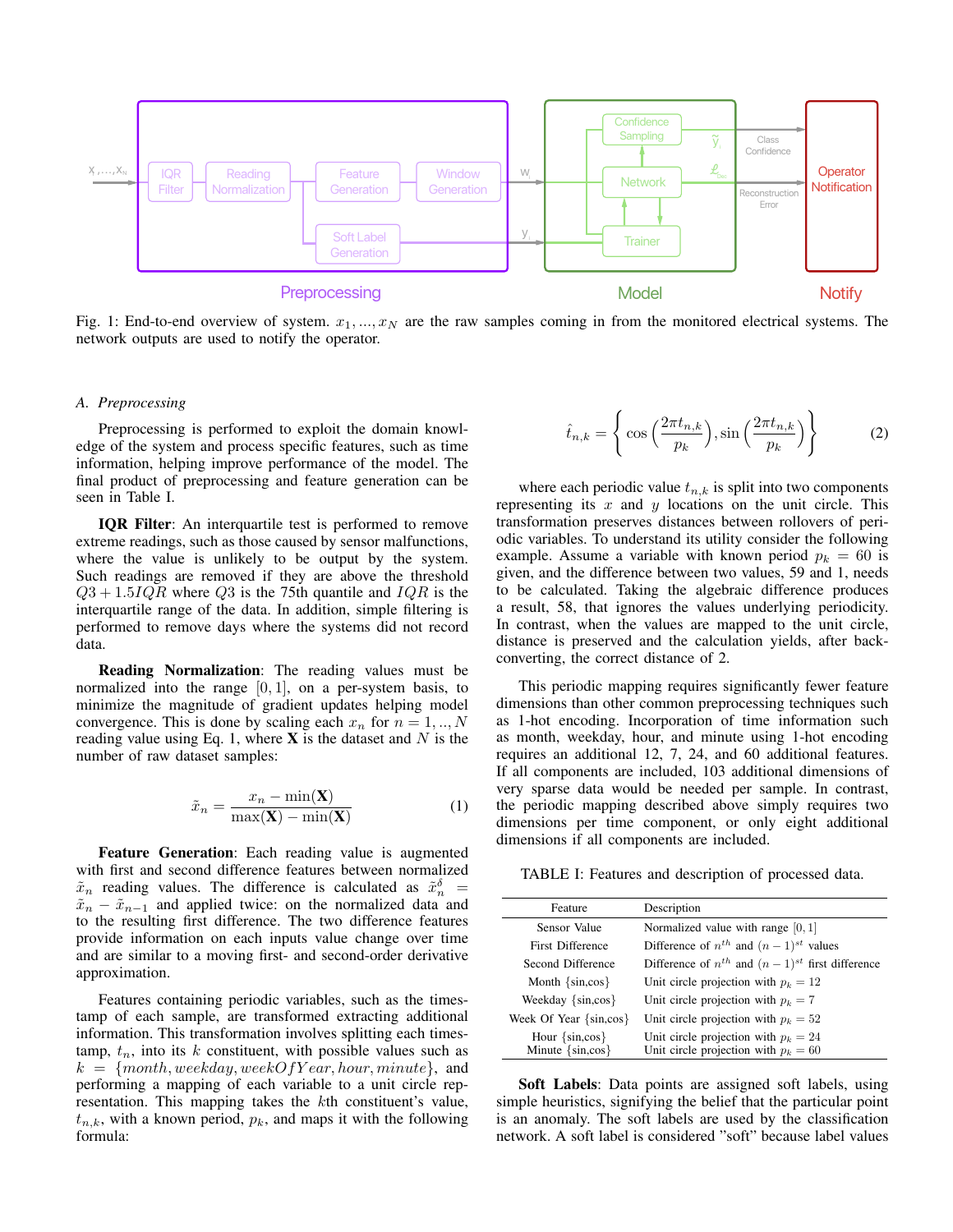Fig. 1: End-to-end overview of system. $x_1, ..., x_N$ are the raw samples coming in from the monitored electrical systems. The network outputs are used to notify the operator.

### A. Preprocessing

Preprocessing is performed to exploit the domain knowledge of the system and process specific features, such as time information, helping improve performance of the model. The final product of preprocessing and feature generation can be seen in Table I.

**IQR Filter**: An interquartile test is performed to remove extreme readings, such as those caused by sensor malfunctions, where the value is unlikely to be output by the system. Such readings are removed if they are above the threshold $Q3 + 1.5IQR$ where $Q3$ is the 75th quantile and $IQR$ is the interquartile range of the data. In addition, simple filtering is performed to remove days where the systems did not record data.

**Reading Normalization**: The reading values must be normalized into the range $[0, 1]$, on a per-system basis, to minimize the magnitude of gradient updates helping model convergence. This is done by scaling each $x_n$ for $n = 1, .., N$ reading value using Eq. 1, where $\mathbf{X}$ is the dataset and $N$ is the number of raw dataset samples:

$$\tilde{x}_n = \frac{x_n - \min(\mathbf{X})}{\max(\mathbf{X}) - \min(\mathbf{X})} \tag{1}$$

**Feature Generation**: Each reading value is augmented with first and second difference features between normalized $\tilde{x}_n$ reading values. The difference is calculated as $\tilde{x}_n^{\delta} = \tilde{x}_n - \tilde{x}_{n-1}$ and applied twice: on the normalized data and to the resulting first difference. The two difference features provide information on each inputs value change over time and are similar to a moving first- and second-order derivative approximation.

Features containing periodic variables, such as the timestamp of each sample, are transformed extracting additional information. This transformation involves splitting each timestamp, $t_n$, into its $k$ constituent, with possible values such as $k = \{month, weekday, weekOfYear, hour, minute\}$, and performing a mapping of each variable to a unit circle representation. This mapping takes the $k$th constituent's value, $t_{n,k}$, with a known period, $p_k$, and maps it with the following formula:

$$\hat{t}_{n,k} = \left\{ \cos\left(\frac{2\pi t_{n,k}}{p_k}\right), \sin\left(\frac{2\pi t_{n,k}}{p_k}\right) \right\} \tag{2}$$

where each periodic value $t_{n,k}$ is split into two components representing its $x$ and $y$ locations on the unit circle. This transformation preserves distances between rollovers of periodic variables. To understand its utility consider the following example. Assume a variable with known period $p_k = 60$ is given, and the difference between two values, 59 and 1, needs to be calculated. Taking the algebraic difference produces a result, 58, that ignores the values underlying periodicity. In contrast, when the values are mapped to the unit circle, distance is preserved and the calculation yields, after back-converting, the correct distance of 2.

This periodic mapping requires significantly fewer feature dimensions than other common preprocessing techniques such as 1-hot encoding. Incorporation of time information such as month, weekday, hour, and minute using 1-hot encoding requires an additional 12, 7, 24, and 60 additional features. If all components are included, 103 additional dimensions of very sparse data would be needed per sample. In contrast, the periodic mapping described above simply requires two dimensions per time component, or only eight additional dimensions if all components are included.

TABLE I: Features and description of processed data.

| Feature | Description |
|---|---|
| Sensor Value | Normalized value with range $[0, 1]$ |
| First Difference | Difference of $n^{th}$ and $(n-1)^{st}$ values |
| Second Difference | Difference of $n^{th}$ and $(n-1)^{st}$ first difference |
| Month {sin,cos} | Unit circle projection with $p_k = 12$ |
| Weekday {sin,cos} | Unit circle projection with $p_k = 7$ |
| Week Of Year {sin,cos} | Unit circle projection with $p_k = 52$ |
| Hour {sin,cos} | Unit circle projection with $p_k = 24$ |
| Minute {sin,cos} | Unit circle projection with $p_k = 60$ |

**Soft Labels**: Data points are assigned soft labels, using simple heuristics, signifying the belief that the particular point is an anomaly. The soft labels are used by the classification network. A soft label is considered "soft" because label values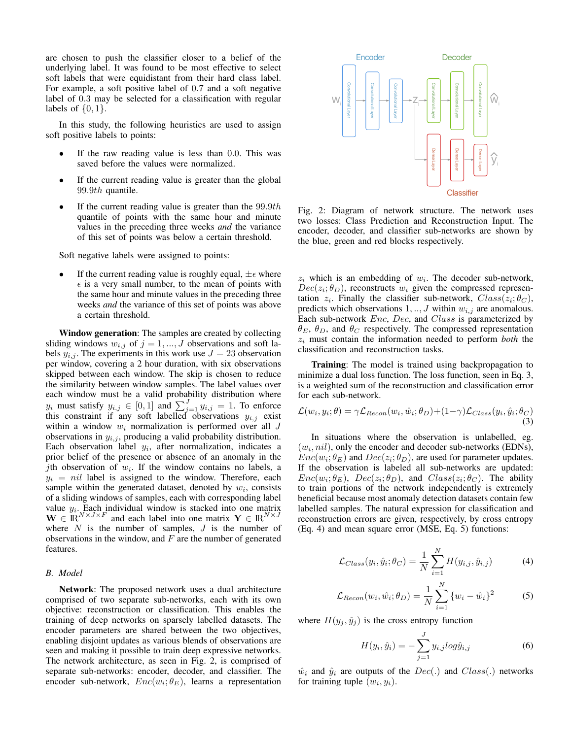are chosen to push the classifier closer to a belief of the underlying label. It was found to be most effective to select soft labels that were equidistant from their hard class label. For example, a soft positive label of 0.7 and a soft negative label of 0.3 may be selected for a classification with regular labels of $\{0, 1\}$.

In this study, the following heuristics are used to assign soft positive labels to points:

- If the raw reading value is less than 0.0. This was saved before the values were normalized.
- If the current reading value is greater than the global $99.9th$ quantile.
- If the current reading value is greater than the $99.9th$ quantile of points with the same hour and minute values in the preceding three weeks *and* the variance of this set of points was below a certain threshold.

Soft negative labels were assigned to points:

- If the current reading value is roughly equal, $\pm\epsilon$ where $\epsilon$ is a very small number, to the mean of points with the same hour and minute values in the preceding three weeks *and* the variance of this set of points was above a certain threshold.

**Window generation**: The samples are created by collecting sliding windows $w_{i,j}$ of $j = 1, ..., J$ observations and soft labels $y_{i,j}$. The experiments in this work use $J = 23$ observation per window, covering a 2 hour duration, with six observations skipped between each window. The skip is chosen to reduce the similarity between window samples. The label values over each window must be a valid probability distribution where $y_i$ must satisfy $y_{i,j} \in [0, 1]$ and $\sum_{j=1}^{J} y_{i,j} = 1$. To enforce this constraint if any soft labelled observations $y_{i,j}$ exist within a window $w_i$ normalization is performed over all $J$ observations in $y_{i,j}$, producing a valid probability distribution. Each observation label $y_i$, after normalization, indicates a prior belief of the presence or absence of an anomaly in the $j$th observation of $w_i$. If the window contains no labels, a $y_i = nil$ label is assigned to the window. Therefore, each sample within the generated dataset, denoted by $w_i$, consists of a sliding windows of samples, each with corresponding label value $y_i$. Each individual window is stacked into one matrix $\mathbf{W} \in \rm I\!R^{N \times J \times F}$ and each label into one matrix $\mathbf{Y} \in \rm I\!R^{N \times J}$ where $N$ is the number of samples, $J$ is the number of observations in the window, and $F$ are the number of generated features.

### B. Model

**Network**: The proposed network uses a dual architecture comprised of two separate sub-networks, each with its own objective: reconstruction or classification. This enables the training of deep networks on sparsely labelled datasets. The encoder parameters are shared between the two objectives, enabling disjoint updates as various blends of observations are seen and making it possible to train deep expressive networks. The network architecture, as seen in Fig. 2, is comprised of separate sub-networks: encoder, decoder, and classifier. The encoder sub-network, $Enc(w_i; \theta_E)$, learns a representation $z_i$ which is an embedding of $w_i$. The decoder sub-network, $Dec(z_i; \theta_D)$, reconstructs $w_i$ given the compressed representation $z_i$. Finally the classifier sub-network, $Class(z_i; \theta_C)$, predicts which observations $1, .., J$ within $w_{i,j}$ are anomalous. Each sub-network $Enc$, $Dec$, and $Class$ is parameterized by $\theta_E$, $\theta_D$, and $\theta_C$ respectively. The compressed representation $z_i$ must contain the information needed to perform *both* the classification and reconstruction tasks.

Fig. 2: Diagram of network structure. The network uses two losses: Class Prediction and Reconstruction Input. The encoder, decoder, and classifier sub-networks are shown by the blue, green and red blocks respectively.

**Training**: The model is trained using backpropagation to minimize a dual loss function. The loss function, seen in Eq. 3, is a weighted sum of the reconstruction and classification error for each sub-network.

$$\mathcal{L}(w_i, y_i; \theta) = \gamma \mathcal{L}_{Recon}(w_i, \hat{w}_i; \theta_D) + (1-\gamma)\mathcal{L}_{Class}(y_i, \hat{y}_i; \theta_C) \quad (3)$$

In situations where the observation is unlabelled, eg. $(w_i, nil)$, only the encoder and decoder sub-networks (EDNs), $Enc(w_i; \theta_E)$ and $Dec(z_i; \theta_D)$, are used for parameter updates. If the observation is labeled all sub-networks are updated: $Enc(w_i; \theta_E)$, $Dec(z_i; \theta_D)$, and $Class(z_i; \theta_C)$. The ability to train portions of the network independently is extremely beneficial because most anomaly detection datasets contain few labelled samples. The natural expression for classification and reconstruction errors are given, respectively, by cross entropy (Eq. 4) and mean square error (MSE, Eq. 5) functions:

$$\mathcal{L}_{Class}(y_i, \hat{y}_i; \theta_C) = \frac{1}{N} \sum_{i=1}^{N} H(y_{i,j}, \hat{y}_{i,j}) \quad (4)$$

$$\mathcal{L}_{Recon}(w_i, \hat{w}_i; \theta_D) = \frac{1}{N} \sum_{i=1}^{N} \{w_i - \hat{w}_i\}^2 \quad (5)$$

where $H(y_j, \hat{y}_j)$ is the cross entropy function

$$H(y_i, \hat{y}_i) = -\sum_{j=1}^{J} y_{i,j} log \hat{y}_{i,j} \quad (6)$$

$\hat{w}_i$ and $\hat{y}_i$ are outputs of the $Dec(.)$ and $Class(.)$ networks for training tuple $(w_i, y_i)$.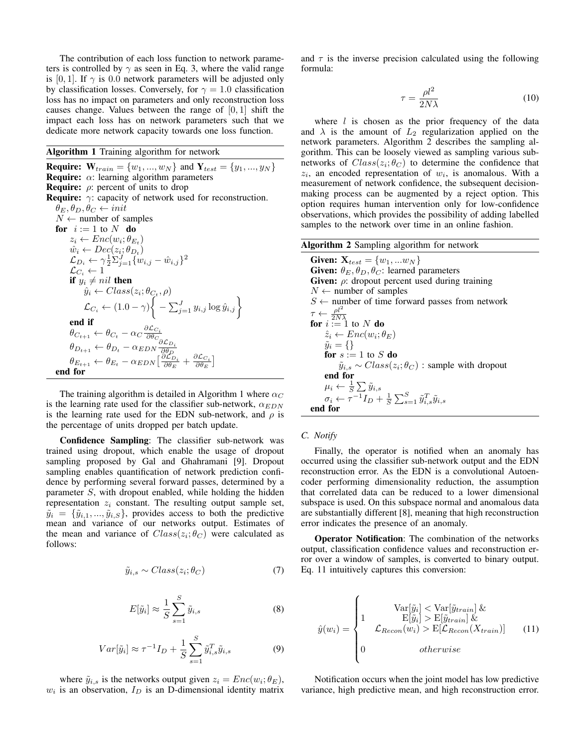The contribution of each loss function to network parameters is controlled by $\gamma$ as seen in Eq. 3, where the valid range is $[0, 1]$. If $\gamma$ is 0.0 network parameters will be adjusted only by classification losses. Conversely, for $\gamma = 1.0$ classification loss has no impact on parameters and only reconstruction loss causes change. Values between the range of $[0, 1]$ shift the impact each loss has on network parameters such that we dedicate more network capacity towards one loss function.

**Algorithm 1** Training algorithm for network

**Require:** $\mathbf{W}_{train} = \{w_1, ..., w_N\}$ and $\mathbf{Y}_{test} = \{y_1, ..., y_N\}$
**Require:** $\alpha$: learning algorithm parameters
**Require:** $\rho$: percent of units to drop
**Require:** $\gamma$: capacity of network used for reconstruction.
$\theta_E, \theta_D, \theta_C \leftarrow init$
$N \leftarrow$ number of samples
**for** $i := 1$ to $N$ **do**
  $z_i \leftarrow Enc(w_i; \theta_{E_t})$
  $\hat{w}_i \leftarrow Dec(z_i; \theta_{D_t})$
  $\mathcal{L}_{D_i} \leftarrow \gamma \frac{1}{2} \Sigma_{j=1}^{J} \{w_{i,j} - \hat{w}_{i,j}\}^2$
  $\mathcal{L}_{C_i} \leftarrow 1$
  **if** $y_i \neq nil$ **then**
    $\hat{y}_i \leftarrow Class(z_i; \theta_{C_t}, \rho)$
    $\mathcal{L}_{C_i} \leftarrow (1.0 - \gamma)\left\{ - \sum_{j=1}^{J} y_{i,j} \log \hat{y}_{i,j} \right\}$
  **end if**
  $\theta_{C_{t+1}} \leftarrow \theta_{C_t} - \alpha_C \frac{\partial \mathcal{L}_{C_i}}{\partial \theta_C}$
  $\theta_{D_{t+1}} \leftarrow \theta_{D_t} - \alpha_{EDN} \frac{\partial \mathcal{L}_{D_i}}{\partial \theta_D}$
  $\theta_{E_{t+1}} \leftarrow \theta_{E_t} - \alpha_{EDN} \left[ \frac{\partial \mathcal{L}_{D_i}}{\partial \theta_E} + \frac{\partial \mathcal{L}_{C_i}}{\partial \theta_E} \right]$
**end for**

The training algorithm is detailed in Algorithm 1 where $\alpha_C$ is the learning rate used for the classifier sub-network, $\alpha_{EDN}$ is the learning rate used for the EDN sub-network, and $\rho$ is the percentage of units dropped per batch update.

**Confidence Sampling**: The classifier sub-network was trained using dropout, which enable the usage of dropout sampling proposed by Gal and Ghahramani [9]. Dropout sampling enables quantification of network prediction confidence by performing several forward passes, determined by a parameter $S$, with dropout enabled, while holding the hidden representation $z_i$ constant. The resulting output sample set, $\tilde{y}_i = \{\tilde{y}_{i,1}, ..., \tilde{y}_{i,S}\}$, provides access to both the predictive mean and variance of our networks output. Estimates of the mean and variance of $Class(z_i; \theta_C)$ were calculated as follows:

$$\tilde{y}_{i,s} \sim Class(z_i; \theta_C) \tag{7}$$

$$E[\tilde{y}_i] \approx \frac{1}{S} \sum_{s=1}^{S} \tilde{y}_{i,s} \tag{8}$$

$$Var[\tilde{y}_i] \approx \tau^{-1} I_D + \frac{1}{S} \sum_{s=1}^{S} \tilde{y}_{i,s}^T \tilde{y}_{i,s} \tag{9}$$

where $\tilde{y}_{i,s}$ is the networks output given $z_i = Enc(w_i; \theta_E)$, $w_i$ is an observation, $I_D$ is an D-dimensional identity matrix and $\tau$ is the inverse precision calculated using the following formula:

$$\tau = \frac{\rho l^2}{2N\lambda} \tag{10}$$

where $l$ is chosen as the prior frequency of the data and $\lambda$ is the amount of $L_2$ regularization applied on the network parameters. Algorithm 2 describes the sampling algorithm. This can be loosely viewed as sampling various subnetworks of $Class(z_i; \theta_C)$ to determine the confidence that $z_i$, an encoded representation of $w_i$, is anomalous. With a measurement of network confidence, the subsequent decision-making process can be augmented by a reject option. This option requires human intervention only for low-confidence observations, which provides the possibility of adding labelled samples to the network over time in an online fashion.

**Algorithm 2** Sampling algorithm for network

**Given:** $\mathbf{X}_{test} = \{w_1, ...w_N\}$
**Given:** $\theta_E, \theta_D, \theta_C$: learned parameters
**Given:** $\rho$: dropout percent used during training
$N \leftarrow$ number of samples
$S \leftarrow$ number of time forward passes from network
$\tau \leftarrow \frac{\rho l^2}{2N\lambda}$
**for** $i := 1$ to $N$ **do**
  $\hat{z}_i \leftarrow Enc(w_i; \theta_E)$
  $\tilde{y}_i = \{\}$
  **for** $s := 1$ to $S$ **do**
    $\tilde{y}_{i,s} \sim Class(z_i; \theta_C)$ : sample with dropout
  **end for**
  $\mu_i \leftarrow \frac{1}{S} \sum \tilde{y}_{i,s}$
  $\sigma_i \leftarrow \tau^{-1} I_D + \frac{1}{S} \sum_{s=1}^{S} \tilde{y}_{i,s}^T \tilde{y}_{i,s}$
**end for**

### C. Notify

Finally, the operator is notified when an anomaly has occurred using the classifier sub-network output and the EDN reconstruction error. As the EDN is a convolutional Autoencoder performing dimensionality reduction, the assumption that correlated data can be reduced to a lower dimensional subspace is used. On this subspace normal and anomalous data are substantially different [8], meaning that high reconstruction error indicates the presence of an anomaly.

**Operator Notification**: The combination of the networks output, classification confidence values and reconstruction error over a window of samples, is converted to binary output. Eq. 11 intuitively captures this conversion:

$$\hat{y}(w_i) = \begin{cases} 1 & \begin{matrix} \text{Var}[\tilde{y}_i] < \text{Var}[\tilde{y}_{train}] \ \& \\ \text{E}[\tilde{y}_i] > \text{E}[\tilde{y}_{train}] \ \& \\ \mathcal{L}_{Recon}(w_i) > \text{E}[\mathcal{L}_{Recon}(X_{train})] \end{matrix} \\ \\ 0 & otherwise \end{cases} \tag{11}$$

Notification occurs when the joint model has low predictive variance, high predictive mean, and high reconstruction error.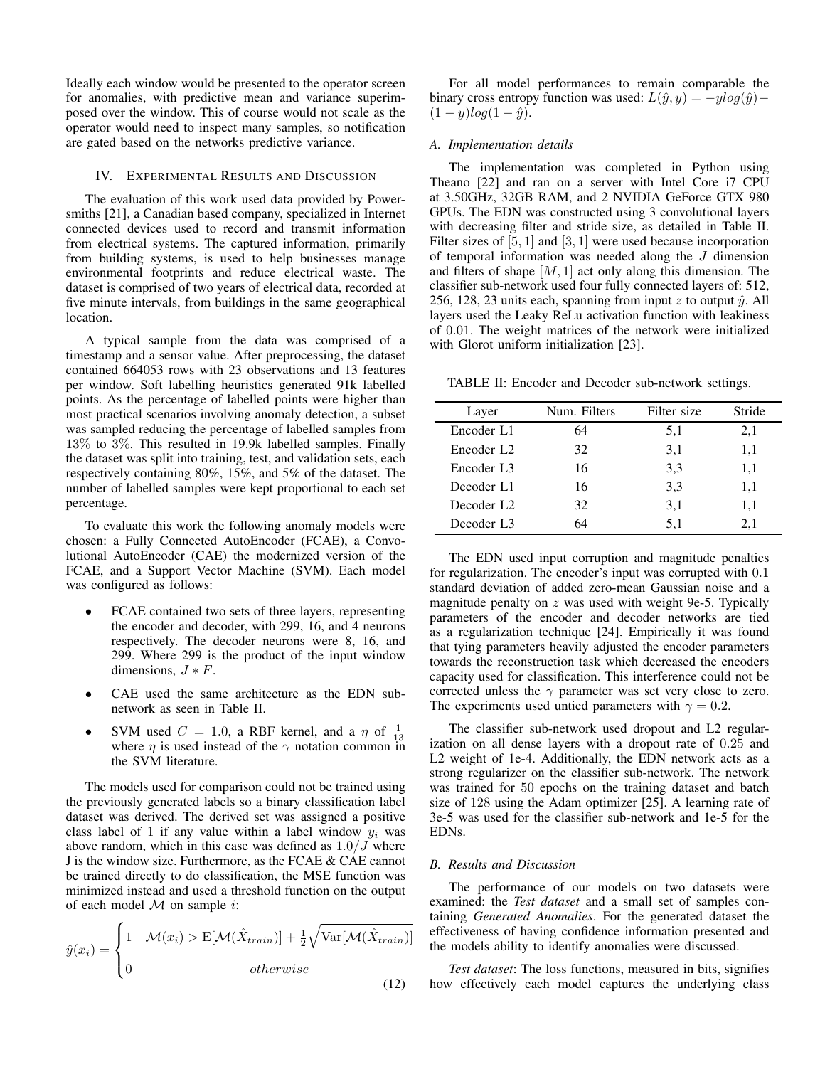Ideally each window would be presented to the operator screen for anomalies, with predictive mean and variance superimposed over the window. This of course would not scale as the operator would need to inspect many samples, so notification are gated based on the networks predictive variance.

## IV. Experimental Results and Discussion

The evaluation of this work used data provided by Powersmiths [21], a Canadian based company, specialized in Internet connected devices used to record and transmit information from electrical systems. The captured information, primarily from building systems, is used to help businesses manage environmental footprints and reduce electrical waste. The dataset is comprised of two years of electrical data, recorded at five minute intervals, from buildings in the same geographical location.

A typical sample from the data was comprised of a timestamp and a sensor value. After preprocessing, the dataset contained 664053 rows with 23 observations and 13 features per window. Soft labelling heuristics generated 91k labelled points. As the percentage of labelled points were higher than most practical scenarios involving anomaly detection, a subset was sampled reducing the percentage of labelled samples from 13% to 3%. This resulted in 19.9k labelled samples. Finally the dataset was split into training, test, and validation sets, each respectively containing 80%, 15%, and 5% of the dataset. The number of labelled samples were kept proportional to each set percentage.

To evaluate this work the following anomaly models were chosen: a Fully Connected AutoEncoder (FCAE), a Convolutional AutoEncoder (CAE) the modernized version of the FCAE, and a Support Vector Machine (SVM). Each model was configured as follows:

- FCAE contained two sets of three layers, representing the encoder and decoder, with 299, 16, and 4 neurons respectively. The decoder neurons were 8, 16, and 299. Where 299 is the product of the input window dimensions, $J * F$.
- CAE used the same architecture as the EDN subnetwork as seen in Table II.
- SVM used $C = 1.0$, a RBF kernel, and a $\eta$ of $\frac{1}{13}$ where $\eta$ is used instead of the $\gamma$ notation common in the SVM literature.

The models used for comparison could not be trained using the previously generated labels so a binary classification label dataset was derived. The derived set was assigned a positive class label of 1 if any value within a label window $y_i$ was above random, which in this case was defined as $1.0/J$ where J is the window size. Furthermore, as the FCAE & CAE cannot be trained directly to do classification, the MSE function was minimized instead and used a threshold function on the output of each model $\mathcal{M}$ on sample $i$:

$$\hat{y}(x_i) = \begin{cases} 1 & \mathcal{M}(x_i) > \mathrm{E}[\mathcal{M}(\hat{X}_{train})] + \frac{1}{2}\sqrt{\mathrm{Var}[\mathcal{M}(\hat{X}_{train})]} \\ 0 & otherwise \end{cases} \tag{12}$$

For all model performances to remain comparable the binary cross entropy function was used: $L(\hat{y}, y) = -ylog(\hat{y}) - (1-y)log(1-\hat{y})$.

### A. Implementation details

The implementation was completed in Python using Theano [22] and ran on a server with Intel Core i7 CPU at 3.50GHz, 32GB RAM, and 2 NVIDIA GeForce GTX 980 GPUs. The EDN was constructed using 3 convolutional layers with decreasing filter and stride size, as detailed in Table II. Filter sizes of $[5, 1]$ and $[3, 1]$ were used because incorporation of temporal information was needed along the $J$ dimension and filters of shape $[M, 1]$ act only along this dimension. The classifier sub-network used four fully connected layers of: 512, 256, 128, 23 units each, spanning from input $z$ to output $\hat{y}$. All layers used the Leaky ReLu activation function with leakiness of 0.01. The weight matrices of the network were initialized with Glorot uniform initialization [23].

TABLE II: Encoder and Decoder sub-network settings.

| Layer | Num. Filters | Filter size | Stride |
|---|---|---|---|
| Encoder L1 | 64 | 5,1 | 2,1 |
| Encoder L2 | 32 | 3,1 | 1,1 |
| Encoder L3 | 16 | 3,3 | 1,1 |
| Decoder L1 | 16 | 3,3 | 1,1 |
| Decoder L2 | 32 | 3,1 | 1,1 |
| Decoder L3 | 64 | 5,1 | 2,1 |

The EDN used input corruption and magnitude penalties for regularization. The encoder's input was corrupted with 0.1 standard deviation of added zero-mean Gaussian noise and a magnitude penalty on $z$ was used with weight 9e-5. Typically parameters of the encoder and decoder networks are tied as a regularization technique [24]. Empirically it was found that tying parameters heavily adjusted the encoder parameters towards the reconstruction task which decreased the encoders capacity used for classification. This interference could not be corrected unless the $\gamma$ parameter was set very close to zero. The experiments used untied parameters with $\gamma = 0.2$.

The classifier sub-network used dropout and L2 regularization on all dense layers with a dropout rate of 0.25 and L2 weight of 1e-4. Additionally, the EDN network acts as a strong regularizer on the classifier sub-network. The network was trained for 50 epochs on the training dataset and batch size of 128 using the Adam optimizer [25]. A learning rate of 3e-5 was used for the classifier sub-network and 1e-5 for the EDNs.

### B. Results and Discussion

The performance of our models on two datasets were examined: the *Test dataset* and a small set of samples containing *Generated Anomalies*. For the generated dataset the effectiveness of having confidence information presented and the models ability to identify anomalies were discussed.

*Test dataset*: The loss functions, measured in bits, signifies how effectively each model captures the underlying class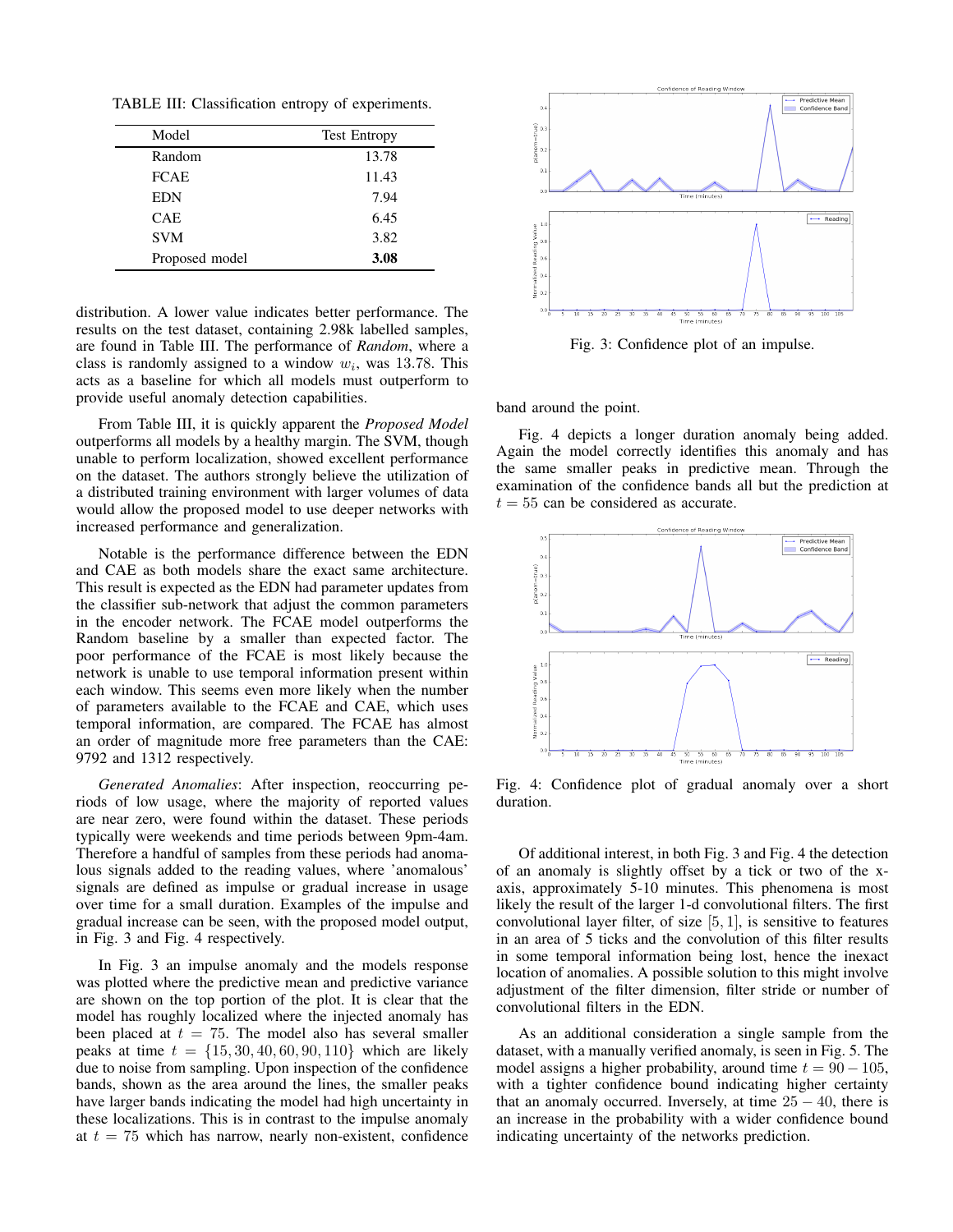TABLE III: Classification entropy of experiments.

| Model | Test Entropy |
|---|---|
| Random | 13.78 |
| FCAE | 11.43 |
| EDN | 7.94 |
| CAE | 6.45 |
| SVM | 3.82 |
| Proposed model | **3.08** |

distribution. A lower value indicates better performance. The results on the test dataset, containing 2.98k labelled samples, are found in Table III. The performance of *Random*, where a class is randomly assigned to a window $w_i$, was 13.78. This acts as a baseline for which all models must outperform to provide useful anomaly detection capabilities.

From Table III, it is quickly apparent the *Proposed Model* outperforms all models by a healthy margin. The SVM, though unable to perform localization, showed excellent performance on the dataset. The authors strongly believe the utilization of a distributed training environment with larger volumes of data would allow the proposed model to use deeper networks with increased performance and generalization.

Notable is the performance difference between the EDN and CAE as both models share the exact same architecture. This result is expected as the EDN had parameter updates from the classifier sub-network that adjust the common parameters in the encoder network. The FCAE model outperforms the Random baseline by a smaller than expected factor. The poor performance of the FCAE is most likely because the network is unable to use temporal information present within each window. This seems even more likely when the number of parameters available to the FCAE and CAE, which uses temporal information, are compared. The FCAE has almost an order of magnitude more free parameters than the CAE: 9792 and 1312 respectively.

*Generated Anomalies*: After inspection, reoccurring periods of low usage, where the majority of reported values are near zero, were found within the dataset. These periods typically were weekends and time periods between 9pm-4am. Therefore a handful of samples from these periods had anomalous signals added to the reading values, where 'anomalous' signals are defined as impulse or gradual increase in usage over time for a small duration. Examples of the impulse and gradual increase can be seen, with the proposed model output, in Fig. 3 and Fig. 4 respectively.

In Fig. 3 an impulse anomaly and the models response was plotted where the predictive mean and predictive variance are shown on the top portion of the plot. It is clear that the model has roughly localized where the injected anomaly has been placed at $t = 75$. The model also has several smaller peaks at time $t = \{15, 30, 40, 60, 90, 110\}$ which are likely due to noise from sampling. Upon inspection of the confidence bands, shown as the area around the lines, the smaller peaks have larger bands indicating the model had high uncertainty in these localizations. This is in contrast to the impulse anomaly at $t = 75$ which has narrow, nearly non-existent, confidence band around the point.

Fig. 3: Confidence plot of an impulse.

Fig. 4 depicts a longer duration anomaly being added. Again the model correctly identifies this anomaly and has the same smaller peaks in predictive mean. Through the examination of the confidence bands all but the prediction at $t = 55$ can be considered as accurate.

Fig. 4: Confidence plot of gradual anomaly over a short duration.

Of additional interest, in both Fig. 3 and Fig. 4 the detection of an anomaly is slightly offset by a tick or two of the x-axis, approximately 5-10 minutes. This phenomena is most likely the result of the larger 1-d convolutional filters. The first convolutional layer filter, of size $[5, 1]$, is sensitive to features in an area of 5 ticks and the convolution of this filter results in some temporal information being lost, hence the inexact location of anomalies. A possible solution to this might involve adjustment of the filter dimension, filter stride or number of convolutional filters in the EDN.

As an additional consideration a single sample from the dataset, with a manually verified anomaly, is seen in Fig. 5. The model assigns a higher probability, around time $t = 90-105$, with a tighter confidence bound indicating higher certainty that an anomaly occurred. Inversely, at time $25-40$, there is an increase in the probability with a wider confidence bound indicating uncertainty of the networks prediction.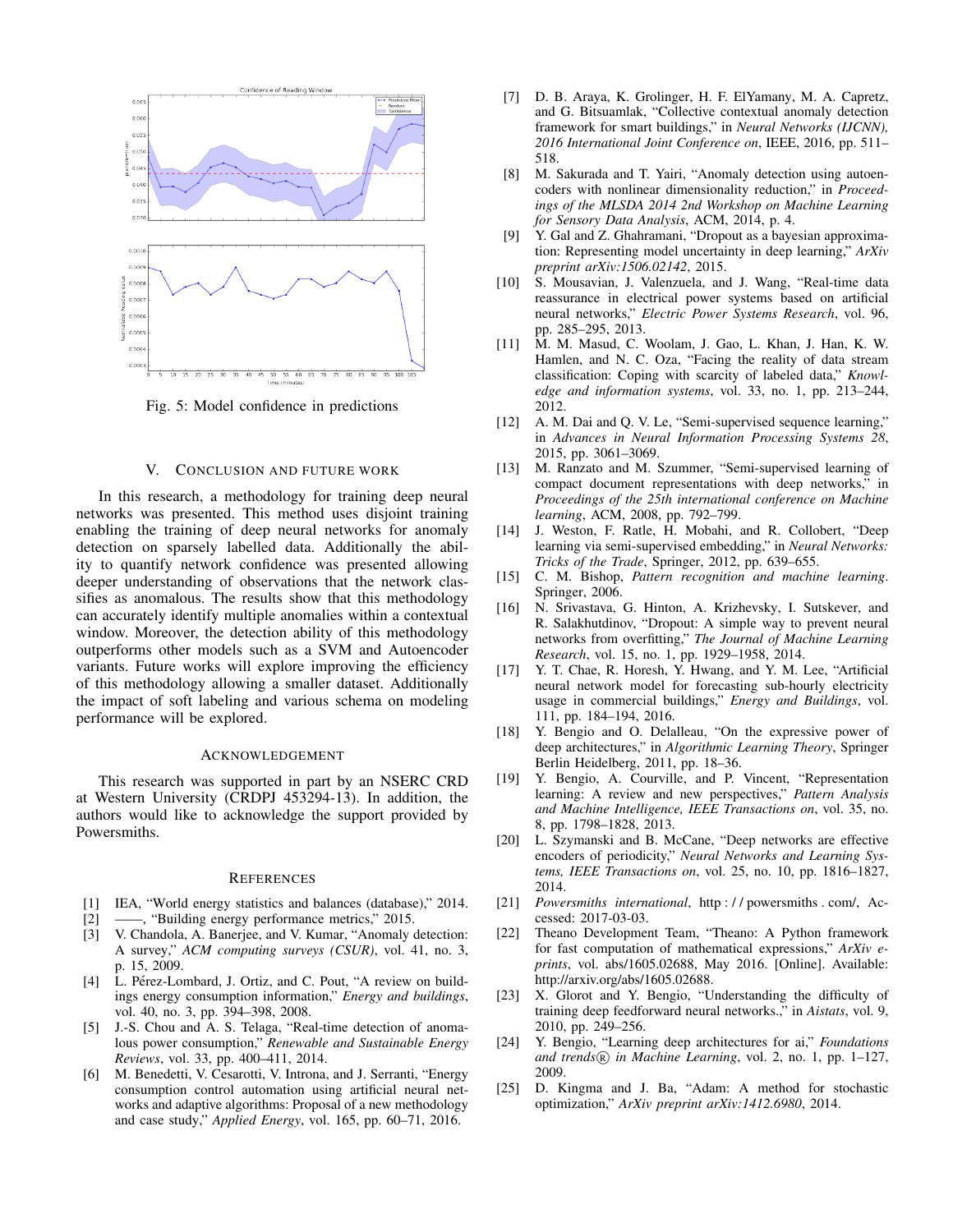Confidence of Reading Window

Predictive Mean
Random
Confidence

0.065
0.060
0.055
0.050
0.045
0.040
0.035
0.030

0.0010
0.0009
0.0008
0.0007
0.0006
0.0005
0.0004
0.0003

Normalized Reading Value

0 5 10 15 20 25 30 35 40 45 50 55 60 65 70 75 80 85 90 95 100 105

Time (minutes)

Fig. 5: Model confidence in predictions

## V. Conclusion and Future Work

In this research, a methodology for training deep neural networks was presented. This method uses disjoint training enabling the training of deep neural networks for anomaly detection on sparsely labelled data. Additionally the ability to quantify network confidence was presented allowing deeper understanding of observations that the network classifies as anomalous. The results show that this methodology can accurately identify multiple anomalies within a contextual window. Moreover, the detection ability of this methodology outperforms other models such as a SVM and Autoencoder variants. Future works will explore improving the efficiency of this methodology allowing a smaller dataset. Additionally the impact of soft labeling and various schema on modeling performance will be explored.

## Acknowledgement

This research was supported in part by an NSERC CRD at Western University (CRDPJ 453294-13). In addition, the authors would like to acknowledge the support provided by Powersmiths.

## References

[1] IEA, "World energy statistics and balances (database)," 2014.

[2] ——, "Building energy performance metrics," 2015.

[3] V. Chandola, A. Banerjee, and V. Kumar, "Anomaly detection: A survey," *ACM computing surveys (CSUR)*, vol. 41, no. 3, p. 15, 2009.

[4] L. Pérez-Lombard, J. Ortiz, and C. Pout, "A review on buildings energy consumption information," *Energy and buildings*, vol. 40, no. 3, pp. 394–398, 2008.

[5] J.-S. Chou and A. S. Telaga, "Real-time detection of anomalous power consumption," *Renewable and Sustainable Energy Reviews*, vol. 33, pp. 400–411, 2014.

[6] M. Benedetti, V. Cesarotti, V. Introna, and J. Serranti, "Energy consumption control automation using artificial neural networks and adaptive algorithms: Proposal of a new methodology and case study," *Applied Energy*, vol. 165, pp. 60–71, 2016.

[7] D. B. Araya, K. Grolinger, H. F. ElYamany, M. A. Capretz, and G. Bitsuamlak, "Collective contextual anomaly detection framework for smart buildings," in *Neural Networks (IJCNN), 2016 International Joint Conference on*, IEEE, 2016, pp. 511–518.

[8] M. Sakurada and T. Yairi, "Anomaly detection using autoencoders with nonlinear dimensionality reduction," in *Proceedings of the MLSDA 2014 2nd Workshop on Machine Learning for Sensory Data Analysis*, ACM, 2014, p. 4.

[9] Y. Gal and Z. Ghahramani, "Dropout as a bayesian approximation: Representing model uncertainty in deep learning," *ArXiv preprint arXiv:1506.02142*, 2015.

[10] S. Mousavian, J. Valenzuela, and J. Wang, "Real-time data reassurance in electrical power systems based on artificial neural networks," *Electric Power Systems Research*, vol. 96, pp. 285–295, 2013.

[11] M. M. Masud, C. Woolam, J. Gao, L. Khan, J. Han, K. W. Hamlen, and N. C. Oza, "Facing the reality of data stream classification: Coping with scarcity of labeled data," *Knowledge and information systems*, vol. 33, no. 1, pp. 213–244, 2012.

[12] A. M. Dai and Q. V. Le, "Semi-supervised sequence learning," in *Advances in Neural Information Processing Systems 28*, 2015, pp. 3061–3069.

[13] M. Ranzato and M. Szummer, "Semi-supervised learning of compact document representations with deep networks," in *Proceedings of the 25th international conference on Machine learning*, ACM, 2008, pp. 792–799.

[14] J. Weston, F. Ratle, H. Mobahi, and R. Collobert, "Deep learning via semi-supervised embedding," in *Neural Networks: Tricks of the Trade*, Springer, 2012, pp. 639–655.

[15] C. M. Bishop, *Pattern recognition and machine learning*. Springer, 2006.

[16] N. Srivastava, G. Hinton, A. Krizhevsky, I. Sutskever, and R. Salakhutdinov, "Dropout: A simple way to prevent neural networks from overfitting," *The Journal of Machine Learning Research*, vol. 15, no. 1, pp. 1929–1958, 2014.

[17] Y. T. Chae, R. Horesh, Y. Hwang, and Y. M. Lee, "Artificial neural network model for forecasting sub-hourly electricity usage in commercial buildings," *Energy and Buildings*, vol. 111, pp. 184–194, 2016.

[18] Y. Bengio and O. Delalleau, "On the expressive power of deep architectures," in *Algorithmic Learning Theory*, Springer Berlin Heidelberg, 2011, pp. 18–36.

[19] Y. Bengio, A. Courville, and P. Vincent, "Representation learning: A review and new perspectives," *Pattern Analysis and Machine Intelligence, IEEE Transactions on*, vol. 35, no. 8, pp. 1798–1828, 2013.

[20] L. Szymanski and B. McCane, "Deep networks are effective encoders of periodicity," *Neural Networks and Learning Systems, IEEE Transactions on*, vol. 25, no. 10, pp. 1816–1827, 2014.

[21] *Powersmiths international*, http://powersmiths.com/, Accessed: 2017-03-03.

[22] Theano Development Team, "Theano: A Python framework for fast computation of mathematical expressions," *ArXiv e-prints*, vol. abs/1605.02688, May 2016. [Online]. Available: http://arxiv.org/abs/1605.02688.

[23] X. Glorot and Y. Bengio, "Understanding the difficulty of training deep feedforward neural networks.," in *Aistats*, vol. 9, 2010, pp. 249–256.

[24] Y. Bengio, "Learning deep architectures for ai," *Foundations and trends® in Machine Learning*, vol. 2, no. 1, pp. 1–127, 2009.

[25] D. Kingma and J. Ba, "Adam: A method for stochastic optimization," *ArXiv preprint arXiv:1412.6980*, 2014.